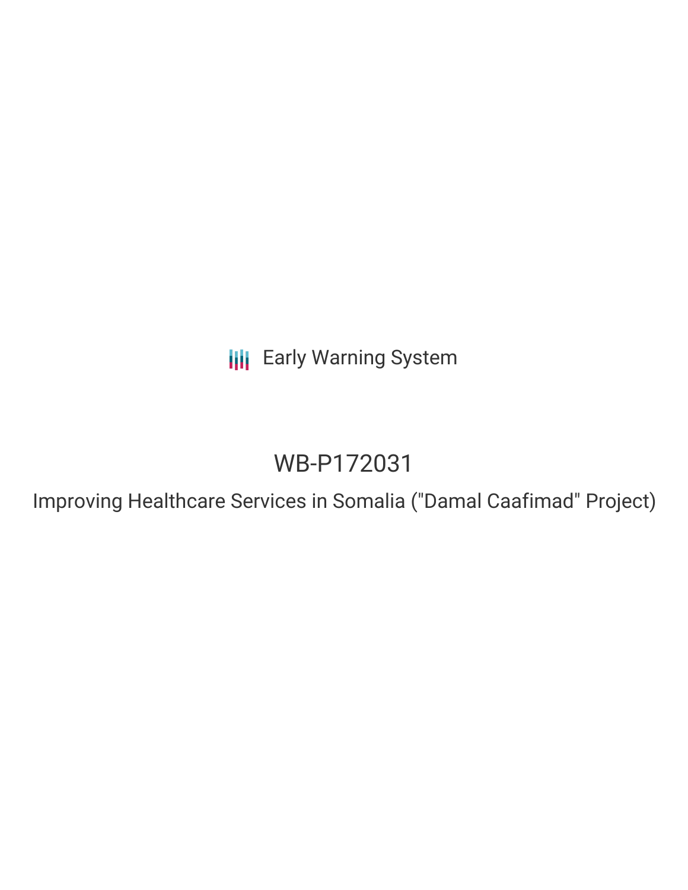Early Warning System

# WB-P172031

## Improving Healthcare Services in Somalia ("Damal Caafimad" Project)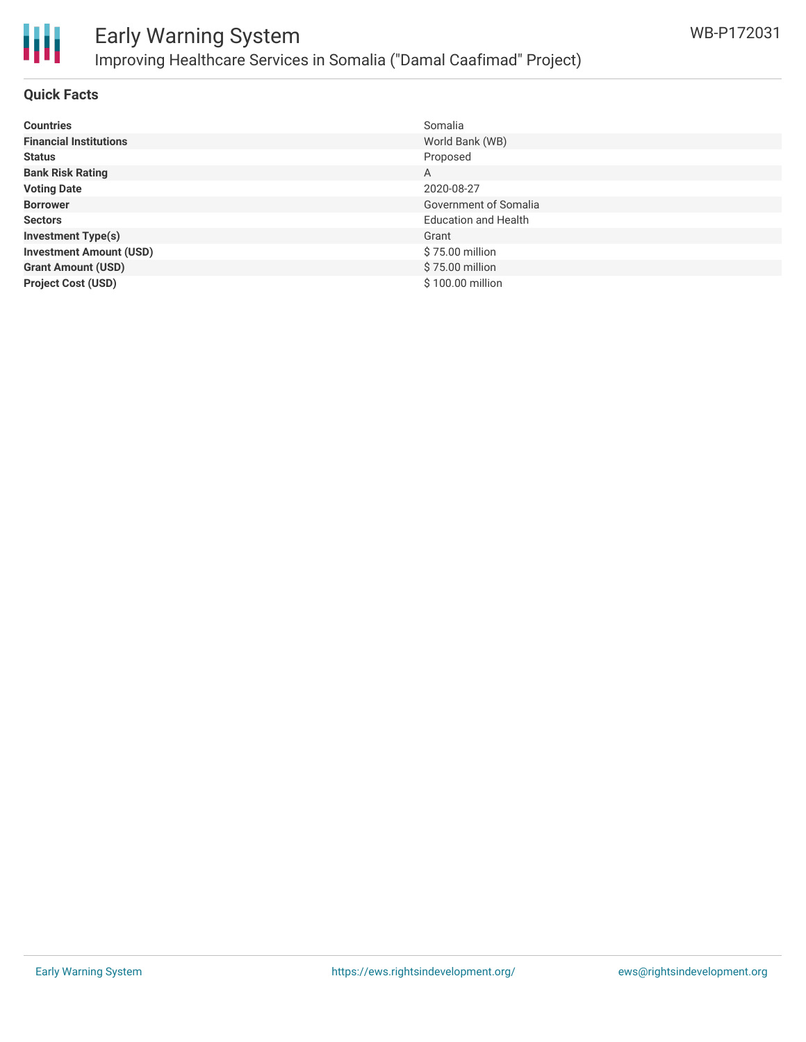## Quick Facts

| | |
|---|---|
| **Countries** | Somalia |
| **Financial Institutions** | World Bank (WB) |
| **Status** | Proposed |
| **Bank Risk Rating** | A |
| **Voting Date** | 2020-08-27 |
| **Borrower** | Government of Somalia |
| **Sectors** | Education and Health |
| **Investment Type(s)** | Grant |
| **Investment Amount (USD)** | $ 75.00 million |
| **Grant Amount (USD)** | $ 75.00 million |
| **Project Cost (USD)** | $ 100.00 million |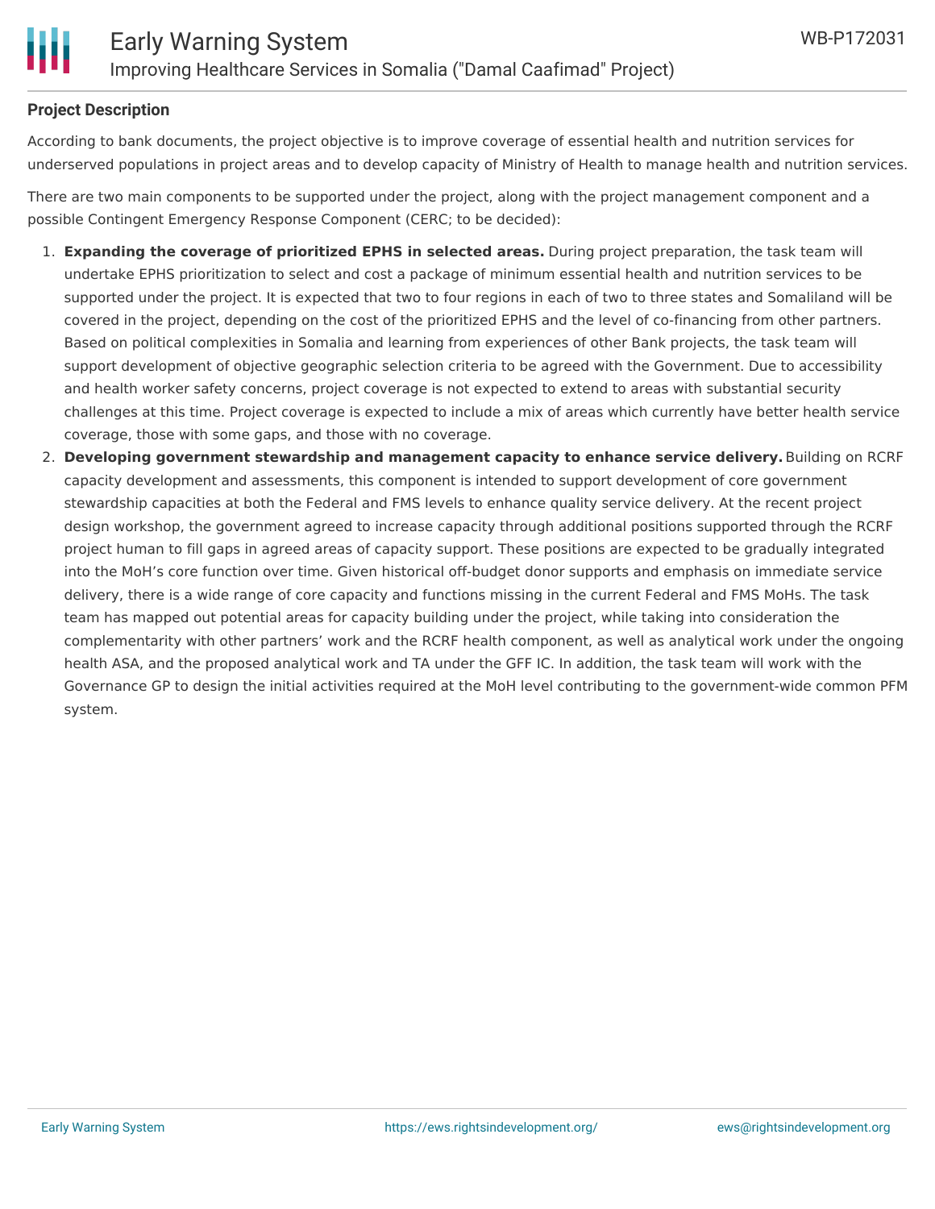## Project Description

According to bank documents, the project objective is to improve coverage of essential health and nutrition services for underserved populations in project areas and to develop capacity of Ministry of Health to manage health and nutrition services.

There are two main components to be supported under the project, along with the project management component and a possible Contingent Emergency Response Component (CERC; to be decided):

1. **Expanding the coverage of prioritized EPHS in selected areas.** During project preparation, the task team will undertake EPHS prioritization to select and cost a package of minimum essential health and nutrition services to be supported under the project. It is expected that two to four regions in each of two to three states and Somaliland will be covered in the project, depending on the cost of the prioritized EPHS and the level of co-financing from other partners. Based on political complexities in Somalia and learning from experiences of other Bank projects, the task team will support development of objective geographic selection criteria to be agreed with the Government. Due to accessibility and health worker safety concerns, project coverage is not expected to extend to areas with substantial security challenges at this time. Project coverage is expected to include a mix of areas which currently have better health service coverage, those with some gaps, and those with no coverage.
2. **Developing government stewardship and management capacity to enhance service delivery.** Building on RCRF capacity development and assessments, this component is intended to support development of core government stewardship capacities at both the Federal and FMS levels to enhance quality service delivery. At the recent project design workshop, the government agreed to increase capacity through additional positions supported through the RCRF project human to fill gaps in agreed areas of capacity support. These positions are expected to be gradually integrated into the MoH's core function over time. Given historical off-budget donor supports and emphasis on immediate service delivery, there is a wide range of core capacity and functions missing in the current Federal and FMS MoHs. The task team has mapped out potential areas for capacity building under the project, while taking into consideration the complementarity with other partners' work and the RCRF health component, as well as analytical work under the ongoing health ASA, and the proposed analytical work and TA under the GFF IC. In addition, the task team will work with the Governance GP to design the initial activities required at the MoH level contributing to the government-wide common PFM system.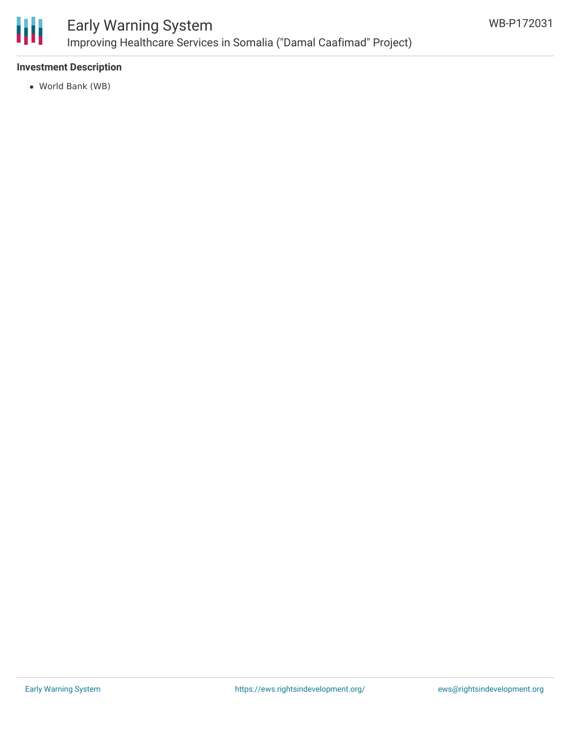### Investment Description

- World Bank (WB)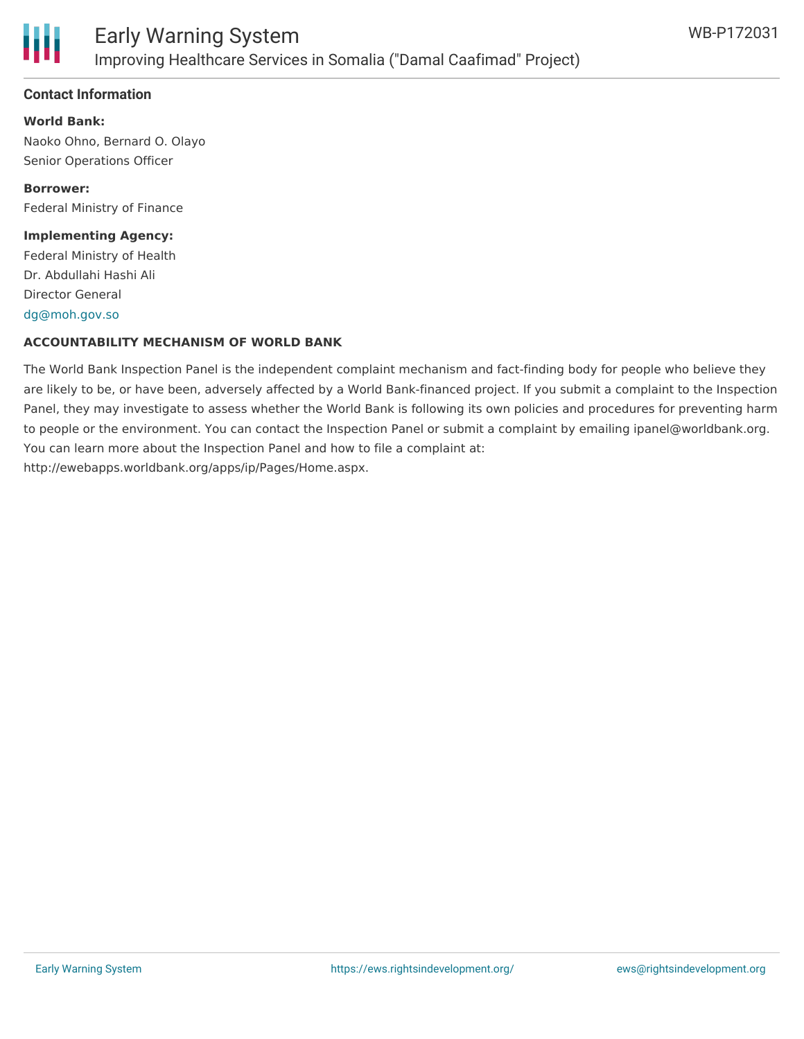### Contact Information

**World Bank:**

Naoko Ohno, Bernard O. Olayo
Senior Operations Officer

**Borrower:**

Federal Ministry of Finance

**Implementing Agency:**

Federal Ministry of Health
Dr. Abdullahi Hashi Ali
Director General
dg@moh.gov.so

**ACCOUNTABILITY MECHANISM OF WORLD BANK**

The World Bank Inspection Panel is the independent complaint mechanism and fact-finding body for people who believe they are likely to be, or have been, adversely affected by a World Bank-financed project. If you submit a complaint to the Inspection Panel, they may investigate to assess whether the World Bank is following its own policies and procedures for preventing harm to people or the environment. You can contact the Inspection Panel or submit a complaint by emailing ipanel@worldbank.org. You can learn more about the Inspection Panel and how to file a complaint at: http://ewebapps.worldbank.org/apps/ip/Pages/Home.aspx.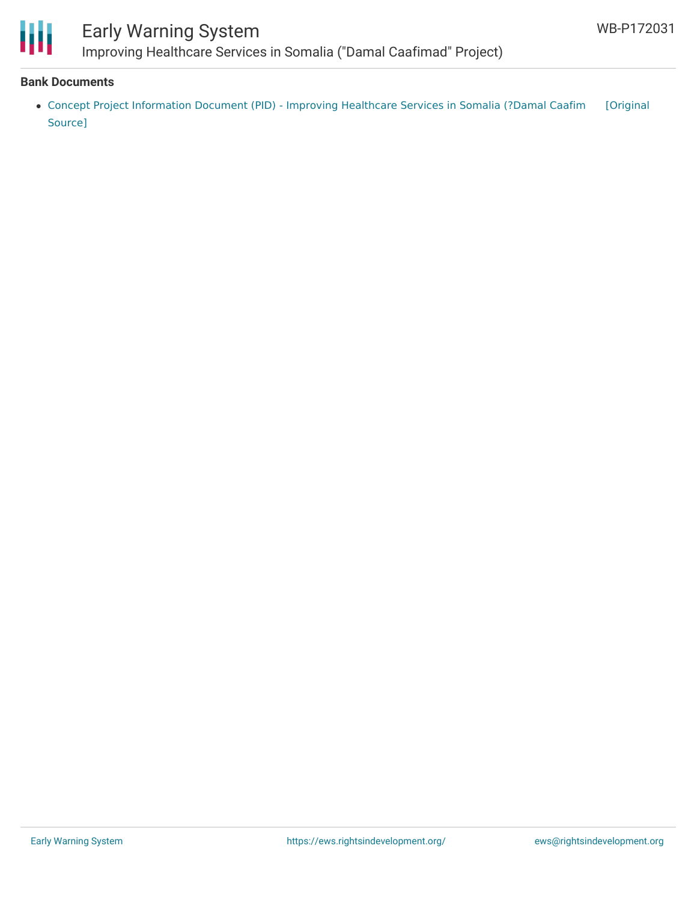**Bank Documents**

- Concept Project Information Document (PID) - Improving Healthcare Services in Somalia (?Damal Caafim [Original Source]